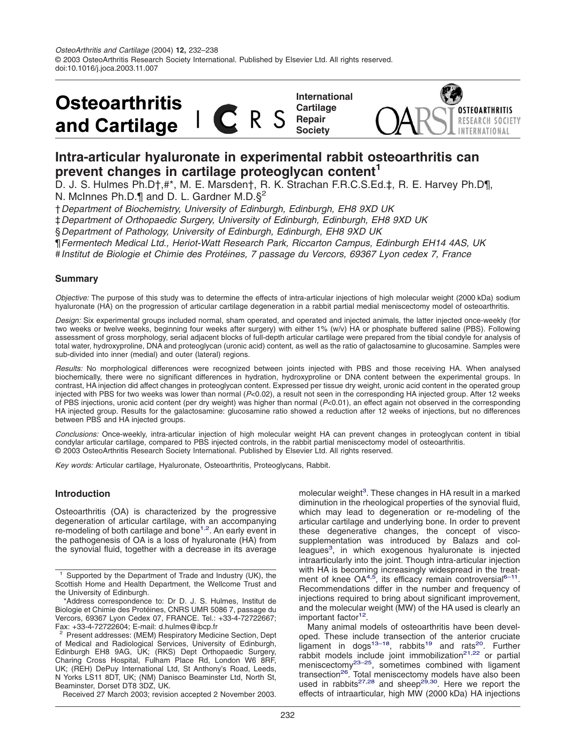# Intra-articular hyaluronate in experimental rabbit osteoarthritis can prevent changes in cartilage proteoglycan content[1]

D. J. S. Hulmes Ph.D†,#*, M. E. Marsden†, R. K. Strachan F.R.C.S.Ed.‡, R. E. Harvey Ph.D¶, N. McInnes Ph.D.¶ and D. L. Gardner M.D.§[2]

† *Department of Biochemistry, University of Edinburgh, Edinburgh, EH8 9XD UK*

‡ *Department of Orthopaedic Surgery, University of Edinburgh, Edinburgh, EH8 9XD UK*

§ *Department of Pathology, University of Edinburgh, Edinburgh, EH8 9XD UK*

¶ *Fermentech Medical Ltd., Heriot-Watt Research Park, Riccarton Campus, Edinburgh EH14 4AS, UK*

# *Institut de Biologie et Chimie des Protéines, 7 passage du Vercors, 69367 Lyon cedex 7, France*

## Summary

*Objective:* The purpose of this study was to determine the effects of intra-articular injections of high molecular weight (2000 kDa) sodium hyaluronate (HA) on the progression of articular cartilage degeneration in a rabbit partial medial meniscectomy model of osteoarthritis.

*Design:* Six experimental groups included normal, sham operated, and operated and injected animals, the latter injected once-weekly (for two weeks or twelve weeks, beginning four weeks after surgery) with either 1% (w/v) HA or phosphate buffered saline (PBS). Following assessment of gross morphology, serial adjacent blocks of full-depth articular cartilage were prepared from the tibial condyle for analysis of total water, hydroxyproline, DNA and proteoglycan (uronic acid) content, as well as the ratio of galactosamine to glucosamine. Samples were sub-divided into inner (medial) and outer (lateral) regions.

*Results:* No morphological differences were recognized between joints injected with PBS and those receiving HA. When analysed biochemically, there were no significant differences in hydration, hydroxyproline or DNA content between the experimental groups. In contrast, HA injection did affect changes in proteoglycan content. Expressed per tissue dry weight, uronic acid content in the operated group injected with PBS for two weeks was lower than normal ($P<0.02$), a result not seen in the corresponding HA injected group. After 12 weeks of PBS injections, uronic acid content (per dry weight) was higher than normal ($P<0.01$), an effect again not observed in the corresponding HA injected group. Results for the galactosamine: glucosamine ratio showed a reduction after 12 weeks of injections, but no differences between PBS and HA injected groups.

*Conclusions:* Once-weekly, intra-articular injection of high molecular weight HA can prevent changes in proteoglycan content in tibial condylar articular cartilage, compared to PBS injected controls, in the rabbit partial meniscectomy model of osteoarthritis.
© 2003 OsteoArthritis Research Society International. Published by Elsevier Ltd. All rights reserved.

*Key words:* Articular cartilage, Hyaluronate, Osteoarthritis, Proteoglycans, Rabbit.

## Introduction

Osteoarthritis (OA) is characterized by the progressive degeneration of articular cartilage, with an accompanying re-modeling of both cartilage and bone[1,2]. An early event in the pathogenesis of OA is a loss of hyaluronate (HA) from the synovial fluid, together with a decrease in its average molecular weight[3]. These changes in HA result in a marked diminution in the rheological properties of the synovial fluid, which may lead to degeneration or re-modeling of the articular cartilage and underlying bone. In order to prevent these degenerative changes, the concept of visco-supplementation was introduced by Balazs and colleagues[3], in which exogenous hyaluronate is injected intraarticularly into the joint. Though intra-articular injection with HA is becoming increasingly widespread in the treatment of knee OA[4,5], its efficacy remain controversial[6–11]. Recommendations differ in the number and frequency of injections required to bring about significant improvement, and the molecular weight (MW) of the HA used is clearly an important factor[12].

Many animal models of osteoarthritis have been developed. These include transection of the anterior cruciate ligament in dogs[13–18], rabbits[19] and rats[20]. Further rabbit models include joint immobilization[21,22] or partial meniscectomy[23–25], sometimes combined with ligament transection[26]. Total meniscectomy models have also been used in rabbits[27,28] and sheep[29,30]. Here we report the effects of intraarticular, high MW (2000 kDa) HA injections

---

[1] Supported by the Department of Trade and Industry (UK), the Scottish Home and Health Department, the Wellcome Trust and the University of Edinburgh.

*Address correspondence to: Dr D. J. S. Hulmes, Institut de Biologie et Chimie des Protéines, CNRS UMR 5086 7, passage du Vercors, 69367 Lyon Cedex 07, FRANCE. Tel.: +33-4-72722667; Fax: +33-4-72722604; E-mail: d.hulmes@ibcp.fr

[2] Present addresses: (MEM) Respiratory Medicine Section, Dept of Medical and Radiological Services, University of Edinburgh, Edinburgh EH8 9AG, UK; (RKS) Dept Orthopaedic Surgery, Charing Cross Hospital, Fulham Place Rd, London W6 8RF, UK; (REH) DePuy International Ltd, St Anthony's Road, Leeds, N Yorks LS11 8DT, UK; (NM) Danisco Beaminster Ltd, North St, Beaminster, Dorset DT8 3DZ, UK.

Received 27 March 2003; revision accepted 2 November 2003.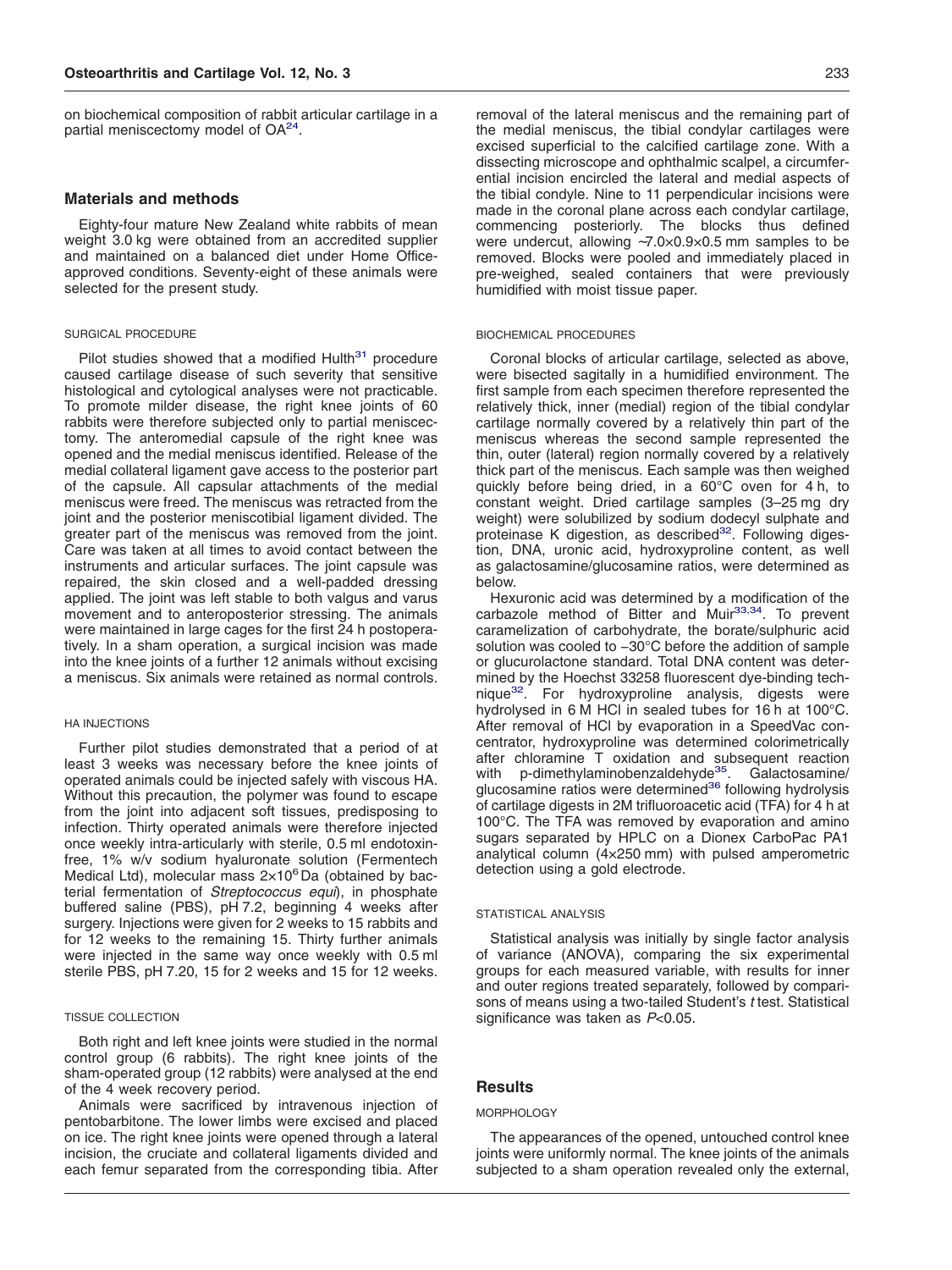on biochemical composition of rabbit articular cartilage in a partial meniscectomy model of OA[24].

## Materials and methods

Eighty-four mature New Zealand white rabbits of mean weight 3.0 kg were obtained from an accredited supplier and maintained on a balanced diet under Home Office-approved conditions. Seventy-eight of these animals were selected for the present study.

### SURGICAL PROCEDURE

Pilot studies showed that a modified Hulth[31] procedure caused cartilage disease of such severity that sensitive histological and cytological analyses were not practicable. To promote milder disease, the right knee joints of 60 rabbits were therefore subjected only to partial meniscectomy. The anteromedial capsule of the right knee was opened and the medial meniscus identified. Release of the medial collateral ligament gave access to the posterior part of the capsule. All capsular attachments of the medial meniscus were freed. The meniscus was retracted from the joint and the posterior meniscotibial ligament divided. The greater part of the meniscus was removed from the joint. Care was taken at all times to avoid contact between the instruments and articular surfaces. The joint capsule was repaired, the skin closed and a well-padded dressing applied. The joint was left stable to both valgus and varus movement and to anteroposterior stressing. The animals were maintained in large cages for the first 24 h postoperatively. In a sham operation, a surgical incision was made into the knee joints of a further 12 animals without excising a meniscus. Six animals were retained as normal controls.

### HA INJECTIONS

Further pilot studies demonstrated that a period of at least 3 weeks was necessary before the knee joints of operated animals could be injected safely with viscous HA. Without this precaution, the polymer was found to escape from the joint into adjacent soft tissues, predisposing to infection. Thirty operated animals were therefore injected once weekly intra-articularly with sterile, 0.5 ml endotoxin-free, 1% w/v sodium hyaluronate solution (Fermentech Medical Ltd), molecular mass $2\times10^6$ Da (obtained by bacterial fermentation of *Streptococcus equi*), in phosphate buffered saline (PBS), pH 7.2, beginning 4 weeks after surgery. Injections were given for 2 weeks to 15 rabbits and for 12 weeks to the remaining 15. Thirty further animals were injected in the same way once weekly with 0.5 ml sterile PBS, pH 7.20, 15 for 2 weeks and 15 for 12 weeks.

### TISSUE COLLECTION

Both right and left knee joints were studied in the normal control group (6 rabbits). The right knee joints of the sham-operated group (12 rabbits) were analysed at the end of the 4 week recovery period.

Animals were sacrificed by intravenous injection of pentobarbitone. The lower limbs were excised and placed on ice. The right knee joints were opened through a lateral incision, the cruciate and collateral ligaments divided and each femur separated from the corresponding tibia. After removal of the lateral meniscus and the remaining part of the medial meniscus, the tibial condylar cartilages were excised superficial to the calcified cartilage zone. With a dissecting microscope and ophthalmic scalpel, a circumferential incision encircled the lateral and medial aspects of the tibial condyle. Nine to 11 perpendicular incisions were made in the coronal plane across each condylar cartilage, commencing posteriorly. The blocks thus defined were undercut, allowing ~7.0×0.9×0.5 mm samples to be removed. Blocks were pooled and immediately placed in pre-weighed, sealed containers that were previously humidified with moist tissue paper.

### BIOCHEMICAL PROCEDURES

Coronal blocks of articular cartilage, selected as above, were bisected sagitally in a humidified environment. The first sample from each specimen therefore represented the relatively thick, inner (medial) region of the tibial condylar cartilage normally covered by a relatively thin part of the meniscus whereas the second sample represented the thin, outer (lateral) region normally covered by a relatively thick part of the meniscus. Each sample was then weighed quickly before being dried, in a 60°C oven for 4 h, to constant weight. Dried cartilage samples (3–25 mg dry weight) were solubilized by sodium dodecyl sulphate and proteinase K digestion, as described[32]. Following digestion, DNA, uronic acid, hydroxyproline content, as well as galactosamine/glucosamine ratios, were determined as below.

Hexuronic acid was determined by a modification of the carbazole method of Bitter and Muir[33,34]. To prevent caramelization of carbohydrate, the borate/sulphuric acid solution was cooled to −30°C before the addition of sample or glucurolactone standard. Total DNA content was determined by the Hoechst 33258 fluorescent dye-binding technique[32]. For hydroxyproline analysis, digests were hydrolysed in 6 M HCl in sealed tubes for 16 h at 100°C. After removal of HCl by evaporation in a SpeedVac concentrator, hydroxyproline was determined colorimetrically after chloramine T oxidation and subsequent reaction with p-dimethylaminobenzaldehyde[35]. Galactosamine/glucosamine ratios were determined[36] following hydrolysis of cartilage digests in 2M trifluoroacetic acid (TFA) for 4 h at 100°C. The TFA was removed by evaporation and amino sugars separated by HPLC on a Dionex CarboPac PA1 analytical column (4×250 mm) with pulsed amperometric detection using a gold electrode.

### STATISTICAL ANALYSIS

Statistical analysis was initially by single factor analysis of variance (ANOVA), comparing the six experimental groups for each measured variable, with results for inner and outer regions treated separately, followed by comparisons of means using a two-tailed Student's *t* test. Statistical significance was taken as $P<0.05$.

## Results

### MORPHOLOGY

The appearances of the opened, untouched control knee joints were uniformly normal. The knee joints of the animals subjected to a sham operation revealed only the external,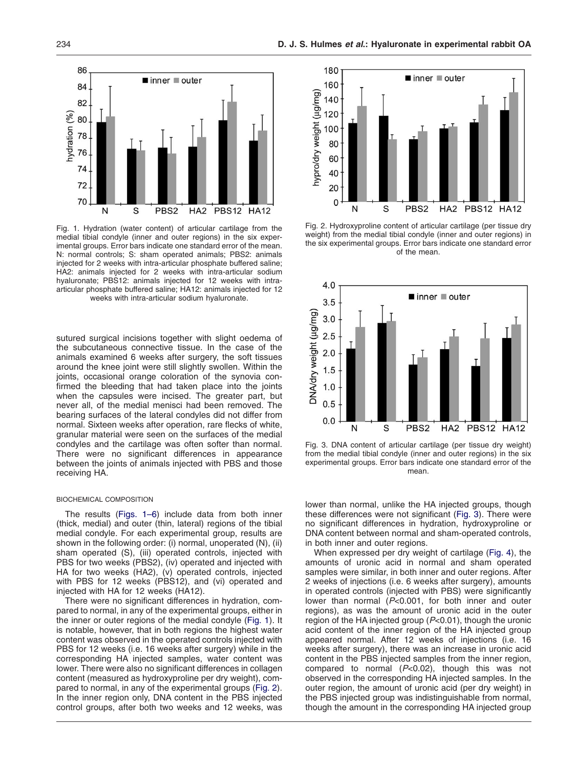Fig. 1. Hydration (water content) of articular cartilage from the medial tibial condyle (inner and outer regions) in the six experimental groups. Error bars indicate one standard error of the mean. N: normal controls; S: sham operated animals; PBS2: animals injected for 2 weeks with intra-articular phosphate buffered saline; HA2: animals injected for 2 weeks with intra-articular sodium hyaluronate; PBS12: animals injected for 12 weeks with intra-articular phosphate buffered saline; HA12: animals injected for 12 weeks with intra-articular sodium hyaluronate.

Fig. 2. Hydroxyproline content of articular cartilage (per tissue dry weight) from the medial tibial condyle (inner and outer regions) in the six experimental groups. Error bars indicate one standard error of the mean.

Fig. 3. DNA content of articular cartilage (per tissue dry weight) from the medial tibial condyle (inner and outer regions) in the six experimental groups. Error bars indicate one standard error of the mean.

sutured surgical incisions together with slight oedema of the subcutaneous connective tissue. In the case of the animals examined 6 weeks after surgery, the soft tissues around the knee joint were still slightly swollen. Within the joints, occasional orange coloration of the synovia confirmed the bleeding that had taken place into the joints when the capsules were incised. The greater part, but never all, of the medial menisci had been removed. The bearing surfaces of the lateral condyles did not differ from normal. Sixteen weeks after operation, rare flecks of white, granular material were seen on the surfaces of the medial condyles and the cartilage was often softer than normal. There were no significant differences in appearance between the joints of animals injected with PBS and those receiving HA.

### BIOCHEMICAL COMPOSITION

The results (Figs. 1–6) include data from both inner (thick, medial) and outer (thin, lateral) regions of the tibial medial condyle. For each experimental group, results are shown in the following order: (i) normal, unoperated (N), (ii) sham operated (S), (iii) operated controls, injected with PBS for two weeks (PBS2), (iv) operated and injected with HA for two weeks (HA2), (v) operated controls, injected with PBS for 12 weeks (PBS12), and (vi) operated and injected with HA for 12 weeks (HA12).

There were no significant differences in hydration, compared to normal, in any of the experimental groups, either in the inner or outer regions of the medial condyle (Fig. 1). It is notable, however, that in both regions the highest water content was observed in the operated controls injected with PBS for 12 weeks (i.e. 16 weeks after surgery) while in the corresponding HA injected samples, water content was lower. There were also no significant differences in collagen content (measured as hydroxyproline per dry weight), compared to normal, in any of the experimental groups (Fig. 2). In the inner region only, DNA content in the PBS injected control groups, after both two weeks and 12 weeks, was lower than normal, unlike the HA injected groups, though these differences were not significant (Fig. 3). There were no significant differences in hydration, hydroxyproline or DNA content between normal and sham-operated controls, in both inner and outer regions.

When expressed per dry weight of cartilage (Fig. 4), the amounts of uronic acid in normal and sham operated samples were similar, in both inner and outer regions. After 2 weeks of injections (i.e. 6 weeks after surgery), amounts in operated controls (injected with PBS) were significantly lower than normal ($P<0.001$, for both inner and outer regions), as was the amount of uronic acid in the outer region of the HA injected group ($P<0.01$), though the uronic acid content of the inner region of the HA injected group appeared normal. After 12 weeks of injections (i.e. 16 weeks after surgery), there was an increase in uronic acid content in the PBS injected samples from the inner region, compared to normal ($P<0.02$), though this was not observed in the corresponding HA injected samples. In the outer region, the amount of uronic acid (per dry weight) in the PBS injected group was indistinguishable from normal, though the amount in the corresponding HA injected group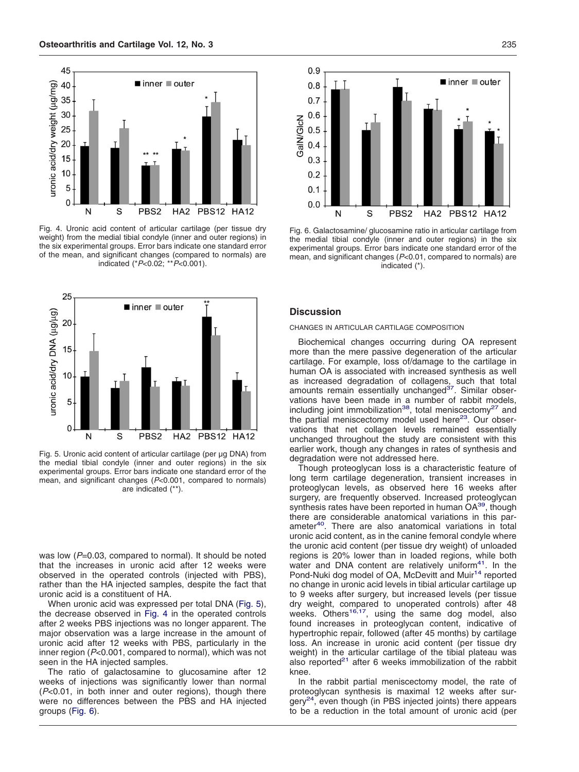Fig. 4. Uronic acid content of articular cartilage (per tissue dry weight) from the medial tibial condyle (inner and outer regions) in the six experimental groups. Error bars indicate one standard error of the mean, and significant changes (compared to normals) are indicated (\*$P<0.02$; \*\*$P<0.001$).

Fig. 6. Galactosamine/ glucosamine ratio in articular cartilage from the medial tibial condyle (inner and outer regions) in the six experimental groups. Error bars indicate one standard error of the mean, and significant changes ($P<0.01$, compared to normals) are indicated (\*).

Fig. 5. Uronic acid content of articular cartilage (per µg DNA) from the medial tibial condyle (inner and outer regions) in the six experimental groups. Error bars indicate one standard error of the mean, and significant changes ($P<0.001$, compared to normals) are indicated (\*\*).

was low ($P=0.03$, compared to normal). It should be noted that the increases in uronic acid after 12 weeks were observed in the operated controls (injected with PBS), rather than the HA injected samples, despite the fact that uronic acid is a constituent of HA.

When uronic acid was expressed per total DNA (Fig. 5), the decrease observed in Fig. 4 in the operated controls after 2 weeks PBS injections was no longer apparent. The major observation was a large increase in the amount of uronic acid after 12 weeks with PBS, particularly in the inner region ($P<0.001$, compared to normal), which was not seen in the HA injected samples.

The ratio of galactosamine to glucosamine after 12 weeks of injections was significantly lower than normal ($P<0.01$, in both inner and outer regions), though there were no differences between the PBS and HA injected groups (Fig. 6).

## Discussion

### CHANGES IN ARTICULAR CARTILAGE COMPOSITION

Biochemical changes occurring during OA represent more than the mere passive degeneration of the articular cartilage. For example, loss of/damage to the cartilage in human OA is associated with increased synthesis as well as increased degradation of collagens, such that total amounts remain essentially unchanged[37]. Similar observations have been made in a number of rabbit models, including joint immobilization[38], total meniscectomy[27] and the partial meniscectomy model used here[23]. Our observations that net collagen levels remained essentially unchanged throughout the study are consistent with this earlier work, though any changes in rates of synthesis and degradation were not addressed here.

Though proteoglycan loss is a characteristic feature of long term cartilage degeneration, transient increases in proteoglycan levels, as observed here 16 weeks after surgery, are frequently observed. Increased proteoglycan synthesis rates have been reported in human OA[39], though there are considerable anatomical variations in this parameter[40]. There are also anatomical variations in total uronic acid content, as in the canine femoral condyle where the uronic acid content (per tissue dry weight) of unloaded regions is 20% lower than in loaded regions, while both water and DNA content are relatively uniform[41]. In the Pond-Nuki dog model of OA, McDevitt and Muir[14] reported no change in uronic acid levels in tibial articular cartilage up to 9 weeks after surgery, but increased levels (per tissue dry weight, compared to unoperated controls) after 48 weeks. Others[16,17], using the same dog model, also found increases in proteoglycan content, indicative of hypertrophic repair, followed (after 45 months) by cartilage loss. An increase in uronic acid content (per tissue dry weight) in the articular cartilage of the tibial plateau was also reported[21] after 6 weeks immobilization of the rabbit knee.

In the rabbit partial meniscectomy model, the rate of proteoglycan synthesis is maximal 12 weeks after surgery[24], even though (in PBS injected joints) there appears to be a reduction in the total amount of uronic acid (per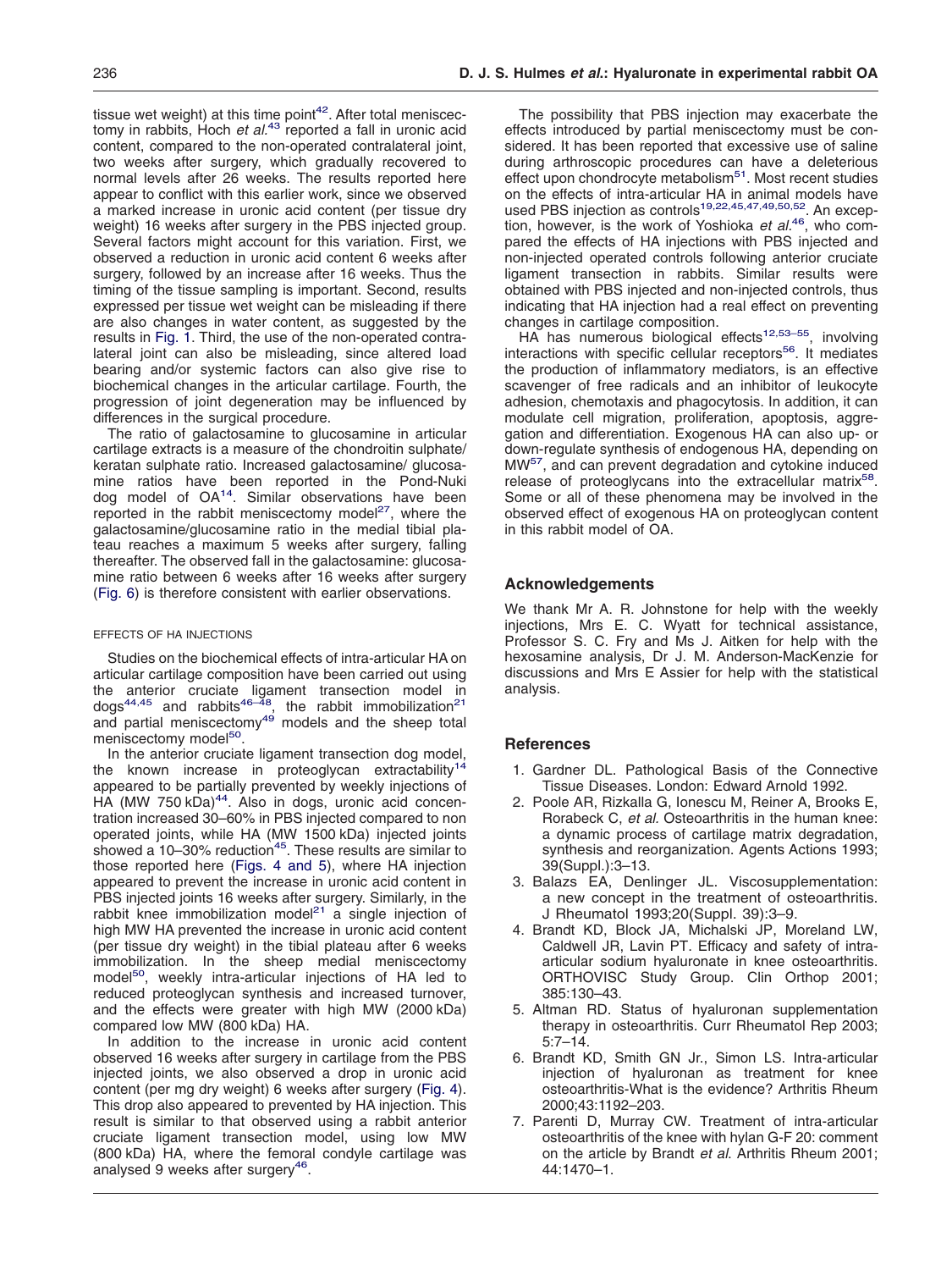tissue wet weight) at this time point[42]. After total meniscectomy in rabbits, Hoch *et al.*[43] reported a fall in uronic acid content, compared to the non-operated contralateral joint, two weeks after surgery, which gradually recovered to normal levels after 26 weeks. The results reported here appear to conflict with this earlier work, since we observed a marked increase in uronic acid content (per tissue dry weight) 16 weeks after surgery in the PBS injected group. Several factors might account for this variation. First, we observed a reduction in uronic acid content 6 weeks after surgery, followed by an increase after 16 weeks. Thus the timing of the tissue sampling is important. Second, results expressed per tissue wet weight can be misleading if there are also changes in water content, as suggested by the results in Fig. 1. Third, the use of the non-operated contralateral joint can also be misleading, since altered load bearing and/or systemic factors can also give rise to biochemical changes in the articular cartilage. Fourth, the progression of joint degeneration may be influenced by differences in the surgical procedure.

The ratio of galactosamine to glucosamine in articular cartilage extracts is a measure of the chondroitin sulphate/keratan sulphate ratio. Increased galactosamine/ glucosamine ratios have been reported in the Pond-Nuki dog model of OA[14]. Similar observations have been reported in the rabbit meniscectomy model[27], where the galactosamine/glucosamine ratio in the medial tibial plateau reaches a maximum 5 weeks after surgery, falling thereafter. The observed fall in the galactosamine: glucosamine ratio between 6 weeks after 16 weeks after surgery (Fig. 6) is therefore consistent with earlier observations.

#### EFFECTS OF HA INJECTIONS

Studies on the biochemical effects of intra-articular HA on articular cartilage composition have been carried out using the anterior cruciate ligament transection model in dogs[44,45] and rabbits[46–48], the rabbit immobilization[21] and partial meniscectomy[49] models and the sheep total meniscectomy model[50].

In the anterior cruciate ligament transection dog model, the known increase in proteoglycan extractability[14] appeared to be partially prevented by weekly injections of HA (MW 750 kDa)[44]. Also in dogs, uronic acid concentration increased 30–60% in PBS injected compared to non operated joints, while HA (MW 1500 kDa) injected joints showed a 10–30% reduction[45]. These results are similar to those reported here (Figs. 4 and 5), where HA injection appeared to prevent the increase in uronic acid content in PBS injected joints 16 weeks after surgery. Similarly, in the rabbit knee immobilization model[21] a single injection of high MW HA prevented the increase in uronic acid content (per tissue dry weight) in the tibial plateau after 6 weeks immobilization. In the sheep medial meniscectomy model[50], weekly intra-articular injections of HA led to reduced proteoglycan synthesis and increased turnover, and the effects were greater with high MW (2000 kDa) compared low MW (800 kDa) HA.

In addition to the increase in uronic acid content observed 16 weeks after surgery in cartilage from the PBS injected joints, we also observed a drop in uronic acid content (per mg dry weight) 6 weeks after surgery (Fig. 4). This drop also appeared to prevented by HA injection. This result is similar to that observed using a rabbit anterior cruciate ligament transection model, using low MW (800 kDa) HA, where the femoral condyle cartilage was analysed 9 weeks after surgery[46].

The possibility that PBS injection may exacerbate the effects introduced by partial meniscectomy must be considered. It has been reported that excessive use of saline during arthroscopic procedures can have a deleterious effect upon chondrocyte metabolism[51]. Most recent studies on the effects of intra-articular HA in animal models have used PBS injection as controls[19,22,45,47,49,50,52]. An exception, however, is the work of Yoshioka *et al.*[46], who compared the effects of HA injections with PBS injected and non-injected operated controls following anterior cruciate ligament transection in rabbits. Similar results were obtained with PBS injected and non-injected controls, thus indicating that HA injection had a real effect on preventing changes in cartilage composition.

HA has numerous biological effects[12,53–55], involving interactions with specific cellular receptors[56]. It mediates the production of inflammatory mediators, is an effective scavenger of free radicals and an inhibitor of leukocyte adhesion, chemotaxis and phagocytosis. In addition, it can modulate cell migration, proliferation, apoptosis, aggregation and differentiation. Exogenous HA can also up- or down-regulate synthesis of endogenous HA, depending on MW[57], and can prevent degradation and cytokine induced release of proteoglycans into the extracellular matrix[58]. Some or all of these phenomena may be involved in the observed effect of exogenous HA on proteoglycan content in this rabbit model of OA.

## Acknowledgements

We thank Mr A. R. Johnstone for help with the weekly injections, Mrs E. C. Wyatt for technical assistance, Professor S. C. Fry and Ms J. Aitken for help with the hexosamine analysis, Dr J. M. Anderson-MacKenzie for discussions and Mrs E Assier for help with the statistical analysis.

## References

1. Gardner DL. Pathological Basis of the Connective Tissue Diseases. London: Edward Arnold 1992.
2. Poole AR, Rizkalla G, Ionescu M, Reiner A, Brooks E, Rorabeck C, *et al.* Osteoarthritis in the human knee: a dynamic process of cartilage matrix degradation, synthesis and reorganization. Agents Actions 1993; 39(Suppl.):3–13.
3. Balazs EA, Denlinger JL. Viscosupplementation: a new concept in the treatment of osteoarthritis. J Rheumatol 1993;20(Suppl. 39):3–9.
4. Brandt KD, Block JA, Michalski JP, Moreland LW, Caldwell JR, Lavin PT. Efficacy and safety of intra-articular sodium hyaluronate in knee osteoarthritis. ORTHOVISC Study Group. Clin Orthop 2001; 385:130–43.
5. Altman RD. Status of hyaluronan supplementation therapy in osteoarthritis. Curr Rheumatol Rep 2003; 5:7–14.
6. Brandt KD, Smith GN Jr., Simon LS. Intra-articular injection of hyaluronan as treatment for knee osteoarthritis-What is the evidence? Arthritis Rheum 2000;43:1192–203.
7. Parenti D, Murray CW. Treatment of intra-articular osteoarthritis of the knee with hylan G-F 20: comment on the article by Brandt *et al.* Arthritis Rheum 2001; 44:1470–1.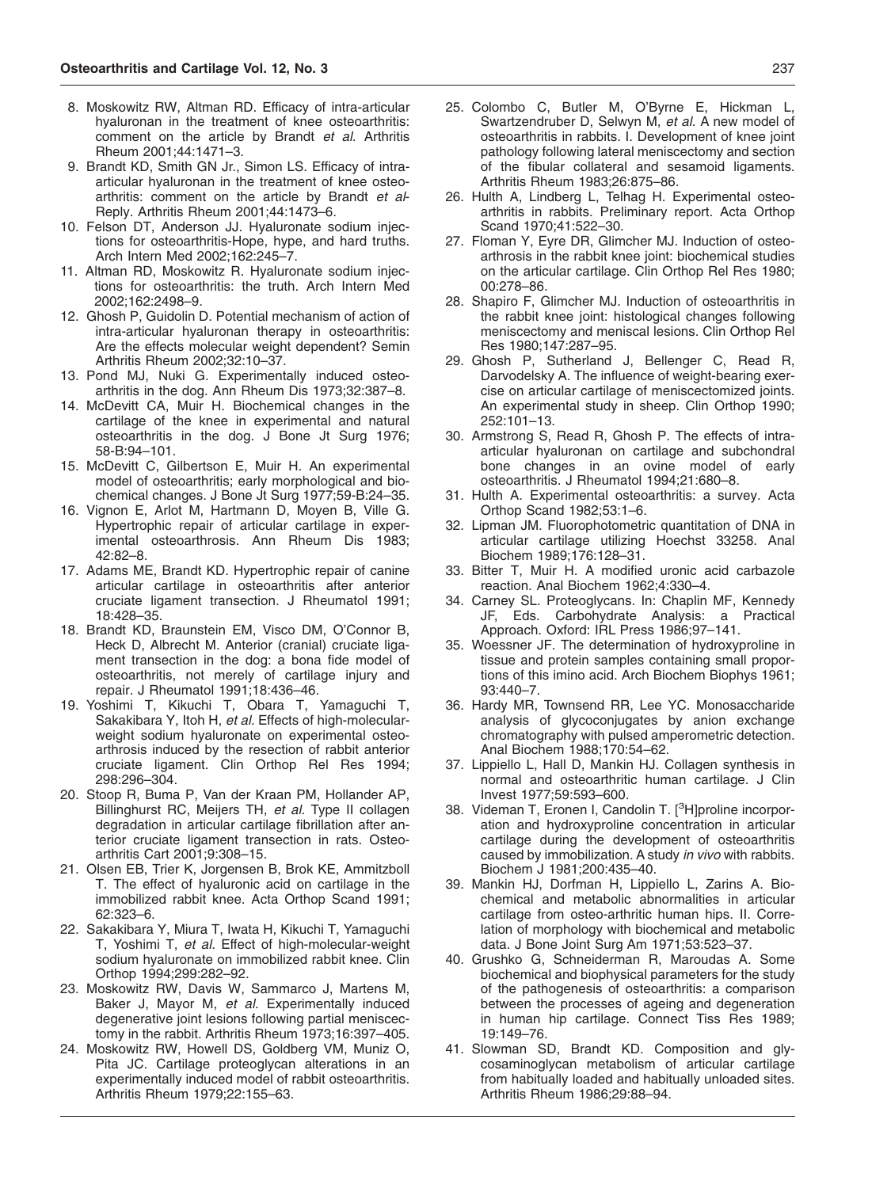8. Moskowitz RW, Altman RD. Efficacy of intra-articular hyaluronan in the treatment of knee osteoarthritis: comment on the article by Brandt *et al.* Arthritis Rheum 2001;44:1471–3.
9. Brandt KD, Smith GN Jr., Simon LS. Efficacy of intra-articular hyaluronan in the treatment of knee osteoarthritis: comment on the article by Brandt *et al*- Reply. Arthritis Rheum 2001;44:1473–6.
10. Felson DT, Anderson JJ. Hyaluronate sodium injections for osteoarthritis-Hope, hype, and hard truths. Arch Intern Med 2002;162:245–7.
11. Altman RD, Moskowitz R. Hyaluronate sodium injections for osteoarthritis: the truth. Arch Intern Med 2002;162:2498–9.
12. Ghosh P, Guidolin D. Potential mechanism of action of intra-articular hyaluronan therapy in osteoarthritis: Are the effects molecular weight dependent? Semin Arthritis Rheum 2002;32:10–37.
13. Pond MJ, Nuki G. Experimentally induced osteoarthritis in the dog. Ann Rheum Dis 1973;32:387–8.
14. McDevitt CA, Muir H. Biochemical changes in the cartilage of the knee in experimental and natural osteoarthritis in the dog. J Bone Jt Surg 1976; 58-B:94–101.
15. McDevitt C, Gilbertson E, Muir H. An experimental model of osteoarthritis; early morphological and biochemical changes. J Bone Jt Surg 1977;59-B:24–35.
16. Vignon E, Arlot M, Hartmann D, Moyen B, Ville G. Hypertrophic repair of articular cartilage in experimental osteoarthrosis. Ann Rheum Dis 1983; 42:82–8.
17. Adams ME, Brandt KD. Hypertrophic repair of canine articular cartilage in osteoarthritis after anterior cruciate ligament transection. J Rheumatol 1991; 18:428–35.
18. Brandt KD, Braunstein EM, Visco DM, O'Connor B, Heck D, Albrecht M. Anterior (cranial) cruciate ligament transection in the dog: a bona fide model of osteoarthritis, not merely of cartilage injury and repair. J Rheumatol 1991;18:436–46.
19. Yoshimi T, Kikuchi T, Obara T, Yamaguchi T, Sakakibara Y, Itoh H, *et al.* Effects of high-molecular-weight sodium hyaluronate on experimental osteoarthrosis induced by the resection of rabbit anterior cruciate ligament. Clin Orthop Rel Res 1994; 298:296–304.
20. Stoop R, Buma P, Van der Kraan PM, Hollander AP, Billinghurst RC, Meijers TH, *et al.* Type II collagen degradation in articular cartilage fibrillation after anterior cruciate ligament transection in rats. Osteoarthritis Cart 2001;9:308–15.
21. Olsen EB, Trier K, Jorgensen B, Brok KE, Ammitzboll T. The effect of hyaluronic acid on cartilage in the immobilized rabbit knee. Acta Orthop Scand 1991; 62:323–6.
22. Sakakibara Y, Miura T, Iwata H, Kikuchi T, Yamaguchi T, Yoshimi T, *et al.* Effect of high-molecular-weight sodium hyaluronate on immobilized rabbit knee. Clin Orthop 1994;299:282–92.
23. Moskowitz RW, Davis W, Sammarco J, Martens M, Baker J, Mayor M, *et al.* Experimentally induced degenerative joint lesions following partial meniscectomy in the rabbit. Arthritis Rheum 1973;16:397–405.
24. Moskowitz RW, Howell DS, Goldberg VM, Muniz O, Pita JC. Cartilage proteoglycan alterations in an experimentally induced model of rabbit osteoarthritis. Arthritis Rheum 1979;22:155–63.
25. Colombo C, Butler M, O'Byrne E, Hickman L, Swartzendruber D, Selwyn M, *et al.* A new model of osteoarthritis in rabbits. I. Development of knee joint pathology following lateral meniscectomy and section of the fibular collateral and sesamoid ligaments. Arthritis Rheum 1983;26:875–86.
26. Hulth A, Lindberg L, Telhag H. Experimental osteoarthritis in rabbits. Preliminary report. Acta Orthop Scand 1970;41:522–30.
27. Floman Y, Eyre DR, Glimcher MJ. Induction of osteoarthrosis in the rabbit knee joint: biochemical studies on the articular cartilage. Clin Orthop Rel Res 1980; 00:278–86.
28. Shapiro F, Glimcher MJ. Induction of osteoarthritis in the rabbit knee joint: histological changes following meniscectomy and meniscal lesions. Clin Orthop Rel Res 1980;147:287–95.
29. Ghosh P, Sutherland J, Bellenger C, Read R, Darvodelsky A. The influence of weight-bearing exercise on articular cartilage of meniscectomized joints. An experimental study in sheep. Clin Orthop 1990; 252:101–13.
30. Armstrong S, Read R, Ghosh P. The effects of intra-articular hyaluronan on cartilage and subchondral bone changes in an ovine model of early osteoarthritis. J Rheumatol 1994;21:680–8.
31. Hulth A. Experimental osteoarthritis: a survey. Acta Orthop Scand 1982;53:1–6.
32. Lipman JM. Fluorophotometric quantitation of DNA in articular cartilage utilizing Hoechst 33258. Anal Biochem 1989;176:128–31.
33. Bitter T, Muir H. A modified uronic acid carbazole reaction. Anal Biochem 1962;4:330–4.
34. Carney SL. Proteoglycans. In: Chaplin MF, Kennedy JF, Eds. Carbohydrate Analysis: a Practical Approach. Oxford: IRL Press 1986;97–141.
35. Woessner JF. The determination of hydroxyproline in tissue and protein samples containing small proportions of this imino acid. Arch Biochem Biophys 1961; 93:440–7.
36. Hardy MR, Townsend RR, Lee YC. Monosaccharide analysis of glycoconjugates by anion exchange chromatography with pulsed amperometric detection. Anal Biochem 1988;170:54–62.
37. Lippiello L, Hall D, Mankin HJ. Collagen synthesis in normal and osteoarthritic human cartilage. J Clin Invest 1977;59:593–600.
38. Videman T, Eronen I, Candolin T. [$^3$H]proline incorporation and hydroxyproline concentration in articular cartilage during the development of osteoarthritis caused by immobilization. A study *in vivo* with rabbits. Biochem J 1981;200:435–40.
39. Mankin HJ, Dorfman H, Lippiello L, Zarins A. Biochemical and metabolic abnormalities in articular cartilage from osteo-arthritic human hips. II. Correlation of morphology with biochemical and metabolic data. J Bone Joint Surg Am 1971;53:523–37.
40. Grushko G, Schneiderman R, Maroudas A. Some biochemical and biophysical parameters for the study of the pathogenesis of osteoarthritis: a comparison between the processes of ageing and degeneration in human hip cartilage. Connect Tiss Res 1989; 19:149–76.
41. Slowman SD, Brandt KD. Composition and glycosaminoglycan metabolism of articular cartilage from habitually loaded and habitually unloaded sites. Arthritis Rheum 1986;29:88–94.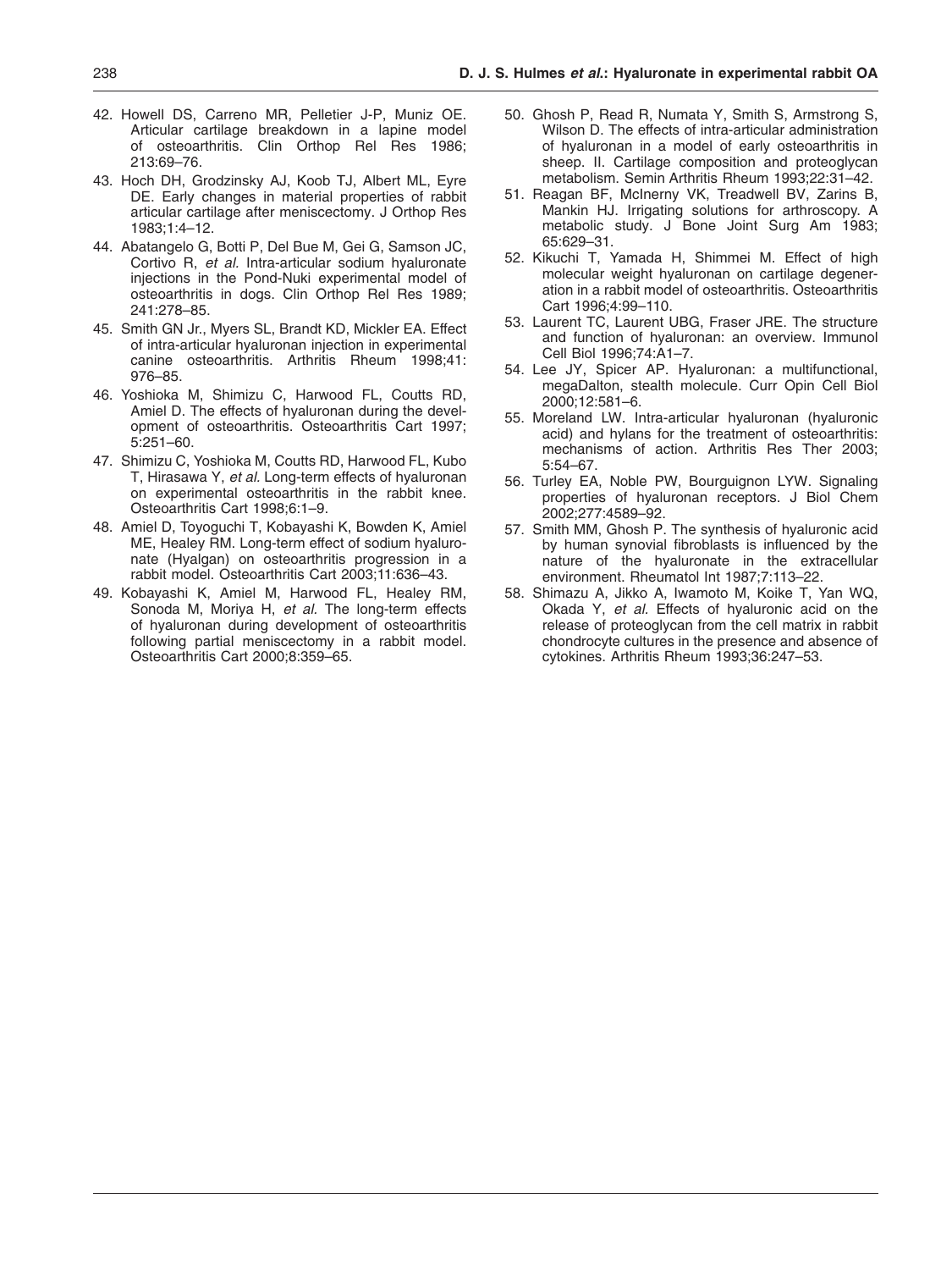42. Howell DS, Carreno MR, Pelletier J-P, Muniz OE. Articular cartilage breakdown in a lapine model of osteoarthritis. Clin Orthop Rel Res 1986; 213:69–76.
43. Hoch DH, Grodzinsky AJ, Koob TJ, Albert ML, Eyre DE. Early changes in material properties of rabbit articular cartilage after meniscectomy. J Orthop Res 1983;1:4–12.
44. Abatangelo G, Botti P, Del Bue M, Gei G, Samson JC, Cortivo R, *et al.* Intra-articular sodium hyaluronate injections in the Pond-Nuki experimental model of osteoarthritis in dogs. Clin Orthop Rel Res 1989; 241:278–85.
45. Smith GN Jr., Myers SL, Brandt KD, Mickler EA. Effect of intra-articular hyaluronan injection in experimental canine osteoarthritis. Arthritis Rheum 1998;41: 976–85.
46. Yoshioka M, Shimizu C, Harwood FL, Coutts RD, Amiel D. The effects of hyaluronan during the development of osteoarthritis. Osteoarthritis Cart 1997; 5:251–60.
47. Shimizu C, Yoshioka M, Coutts RD, Harwood FL, Kubo T, Hirasawa Y, *et al.* Long-term effects of hyaluronan on experimental osteoarthritis in the rabbit knee. Osteoarthritis Cart 1998;6:1–9.
48. Amiel D, Toyoguchi T, Kobayashi K, Bowden K, Amiel ME, Healey RM. Long-term effect of sodium hyaluronate (Hyalgan) on osteoarthritis progression in a rabbit model. Osteoarthritis Cart 2003;11:636–43.
49. Kobayashi K, Amiel M, Harwood FL, Healey RM, Sonoda M, Moriya H, *et al.* The long-term effects of hyaluronan during development of osteoarthritis following partial meniscectomy in a rabbit model. Osteoarthritis Cart 2000;8:359–65.
50. Ghosh P, Read R, Numata Y, Smith S, Armstrong S, Wilson D. The effects of intra-articular administration of hyaluronan in a model of early osteoarthritis in sheep. II. Cartilage composition and proteoglycan metabolism. Semin Arthritis Rheum 1993;22:31–42.
51. Reagan BF, McInerny VK, Treadwell BV, Zarins B, Mankin HJ. Irrigating solutions for arthroscopy. A metabolic study. J Bone Joint Surg Am 1983; 65:629–31.
52. Kikuchi T, Yamada H, Shimmei M. Effect of high molecular weight hyaluronan on cartilage degeneration in a rabbit model of osteoarthritis. Osteoarthritis Cart 1996;4:99–110.
53. Laurent TC, Laurent UBG, Fraser JRE. The structure and function of hyaluronan: an overview. Immunol Cell Biol 1996;74:A1–7.
54. Lee JY, Spicer AP. Hyaluronan: a multifunctional, megaDalton, stealth molecule. Curr Opin Cell Biol 2000;12:581–6.
55. Moreland LW. Intra-articular hyaluronan (hyaluronic acid) and hylans for the treatment of osteoarthritis: mechanisms of action. Arthritis Res Ther 2003; 5:54–67.
56. Turley EA, Noble PW, Bourguignon LYW. Signaling properties of hyaluronan receptors. J Biol Chem 2002;277:4589–92.
57. Smith MM, Ghosh P. The synthesis of hyaluronic acid by human synovial fibroblasts is influenced by the nature of the hyaluronate in the extracellular environment. Rheumatol Int 1987;7:113–22.
58. Shimazu A, Jikko A, Iwamoto M, Koike T, Yan WQ, Okada Y, *et al.* Effects of hyaluronic acid on the release of proteoglycan from the cell matrix in rabbit chondrocyte cultures in the presence and absence of cytokines. Arthritis Rheum 1993;36:247–53.